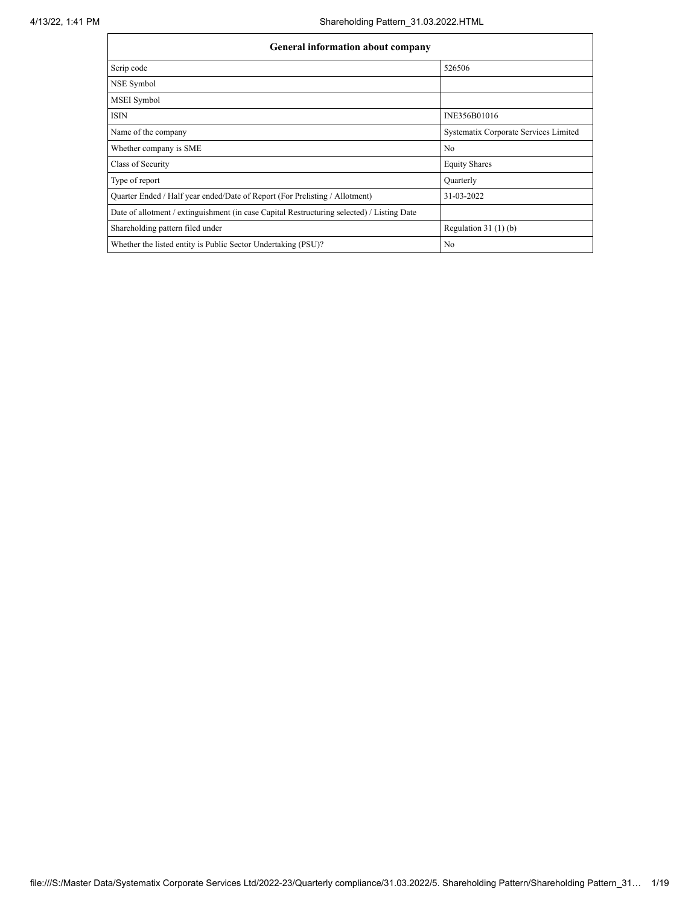| General information about company | |
|---|---|
| Scrip code | 526506 |
| NSE Symbol | |
| MSEI Symbol | |
| ISIN | INE356B01016 |
| Name of the company | Systematix Corporate Services Limited |
| Whether company is SME | No |
| Class of Security | Equity Shares |
| Type of report | Quarterly |
| Quarter Ended / Half year ended/Date of Report (For Prelisting / Allotment) | 31-03-2022 |
| Date of allotment / extinguishment (in case Capital Restructuring selected) / Listing Date | |
| Shareholding pattern filed under | Regulation 31 (1) (b) |
| Whether the listed entity is Public Sector Undertaking (PSU)? | No |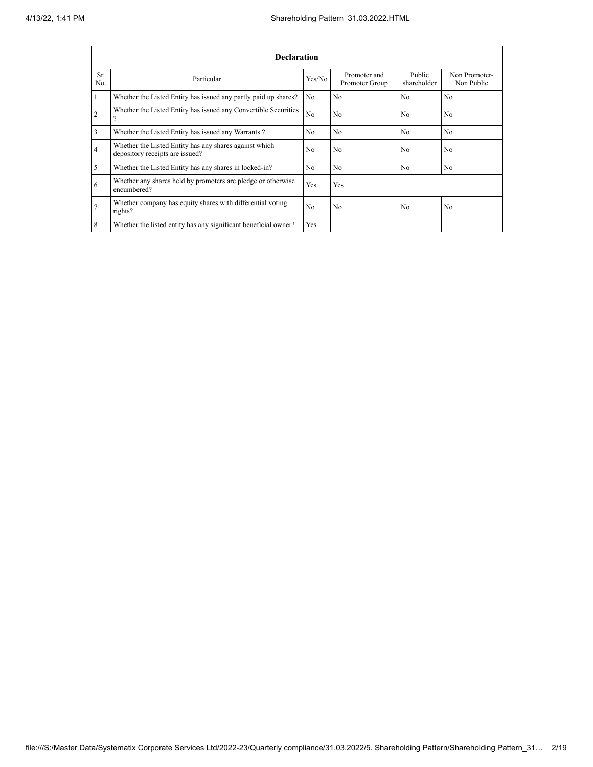| Declaration | | | | | |
|---|---|---|---|---|---|
| Sr. No. | Particular | Yes/No | Promoter and Promoter Group | Public shareholder | Non Promoter- Non Public |
| 1 | Whether the Listed Entity has issued any partly paid up shares? | No | No | No | No |
| 2 | Whether the Listed Entity has issued any Convertible Securities ? | No | No | No | No |
| 3 | Whether the Listed Entity has issued any Warrants ? | No | No | No | No |
| 4 | Whether the Listed Entity has any shares against which depository receipts are issued? | No | No | No | No |
| 5 | Whether the Listed Entity has any shares in locked-in? | No | No | No | No |
| 6 | Whether any shares held by promoters are pledge or otherwise encumbered? | Yes | Yes | | |
| 7 | Whether company has equity shares with differential voting rights? | No | No | No | No |
| 8 | Whether the listed entity has any significant beneficial owner? | Yes | | | |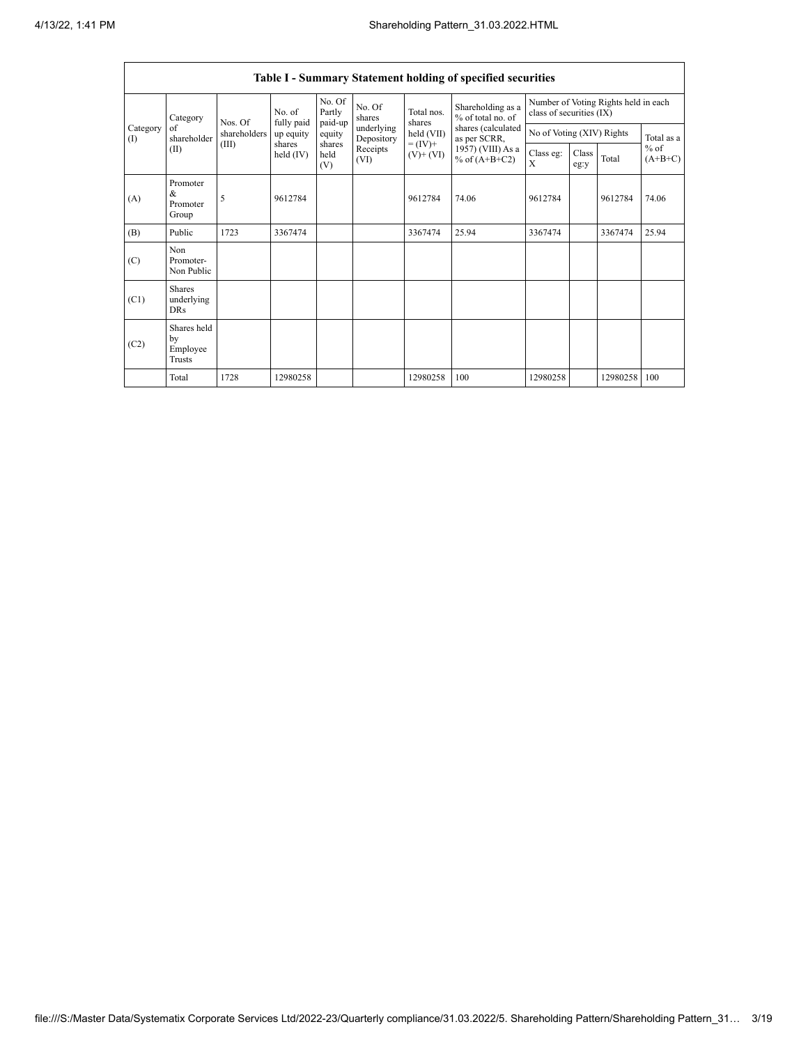| Table I - Summary Statement holding of specified securities | | | | | | | | | | | | |
|---|---|---|---|---|---|---|---|---|---|---|---|---|
| Category (I) | Category of shareholder (II) | Nos. Of shareholders (III) | No. of fully paid up equity shares held (IV) | No. Of Partly paid-up equity shares held (V) | No. Of shares underlying Depository Receipts (VI) | Total nos. shares held (VII) = (IV)+ (V)+ (VI) | Shareholding as a % of total no. of shares (calculated as per SCRR, 1957) (VIII) As a % of (A+B+C2) | Number of Voting Rights held in each class of securities (IX) | | | |
| | | | | | | | | No of Voting (XIV) Rights | | | Total as a % of (A+B+C) |
| | | | | | | | | Class eg: X | Class eg:y | Total | |
| (A) | Promoter & Promoter Group | 5 | 9612784 | | | 9612784 | 74.06 | 9612784 | | 9612784 | 74.06 |
| (B) | Public | 1723 | 3367474 | | | 3367474 | 25.94 | 3367474 | | 3367474 | 25.94 |
| (C) | Non Promoter- Non Public | | | | | | | | | | |
| (C1) | Shares underlying DRs | | | | | | | | | | |
| (C2) | Shares held by Employee Trusts | | | | | | | | | | |
| | Total | 1728 | 12980258 | | | 12980258 | 100 | 12980258 | | 12980258 | 100 |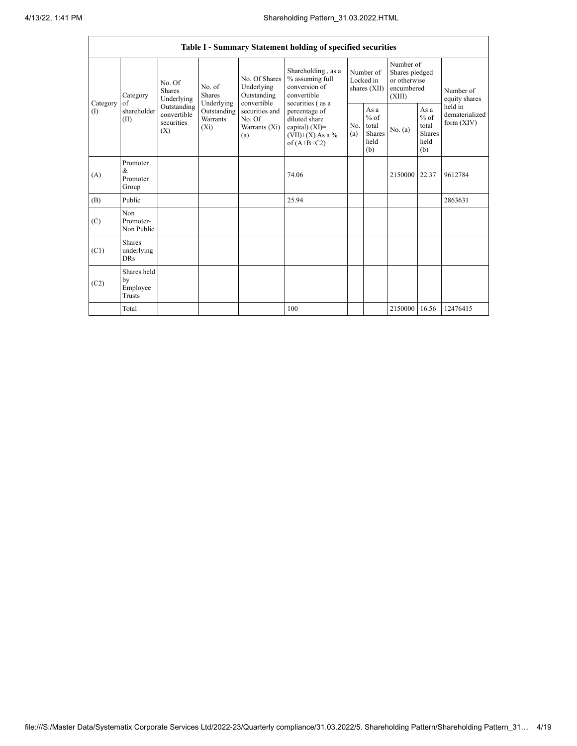| Table I - Summary Statement holding of specified securities | | | | | | | | | | | |
|---|---|---|---|---|---|---|---|---|---|---|---|
| Category (I) | Category of shareholder (II) | No. Of Shares Underlying Outstanding convertible securities (X) | No. of Shares Underlying Outstanding Warrants (Xi) | No. Of Shares Underlying Outstanding convertible securities and No. Of Warrants (Xi) (a) | Shareholding , as a % assuming full conversion of convertible securities ( as a percentage of diluted share capital) (XI)= (VII)+(X) As a % of (A+B+C2) | Number of Locked in shares (XII) | | Number of Shares pledged or otherwise encumbered (XIII) | | Number of equity shares held in dematerialized form (XIV) |
| | | | | | | No. (a) | As a % of total Shares held (b) | No. (a) | As a % of total Shares held (b) | |
| (A) | Promoter & Promoter Group | | | | 74.06 | | | 2150000 | 22.37 | 9612784 |
| (B) | Public | | | | 25.94 | | | | | 2863631 |
| (C) | Non Promoter- Non Public | | | | | | | | | |
| (C1) | Shares underlying DRs | | | | | | | | | |
| (C2) | Shares held by Employee Trusts | | | | | | | | | |
| | Total | | | | 100 | | | 2150000 | 16.56 | 12476415 |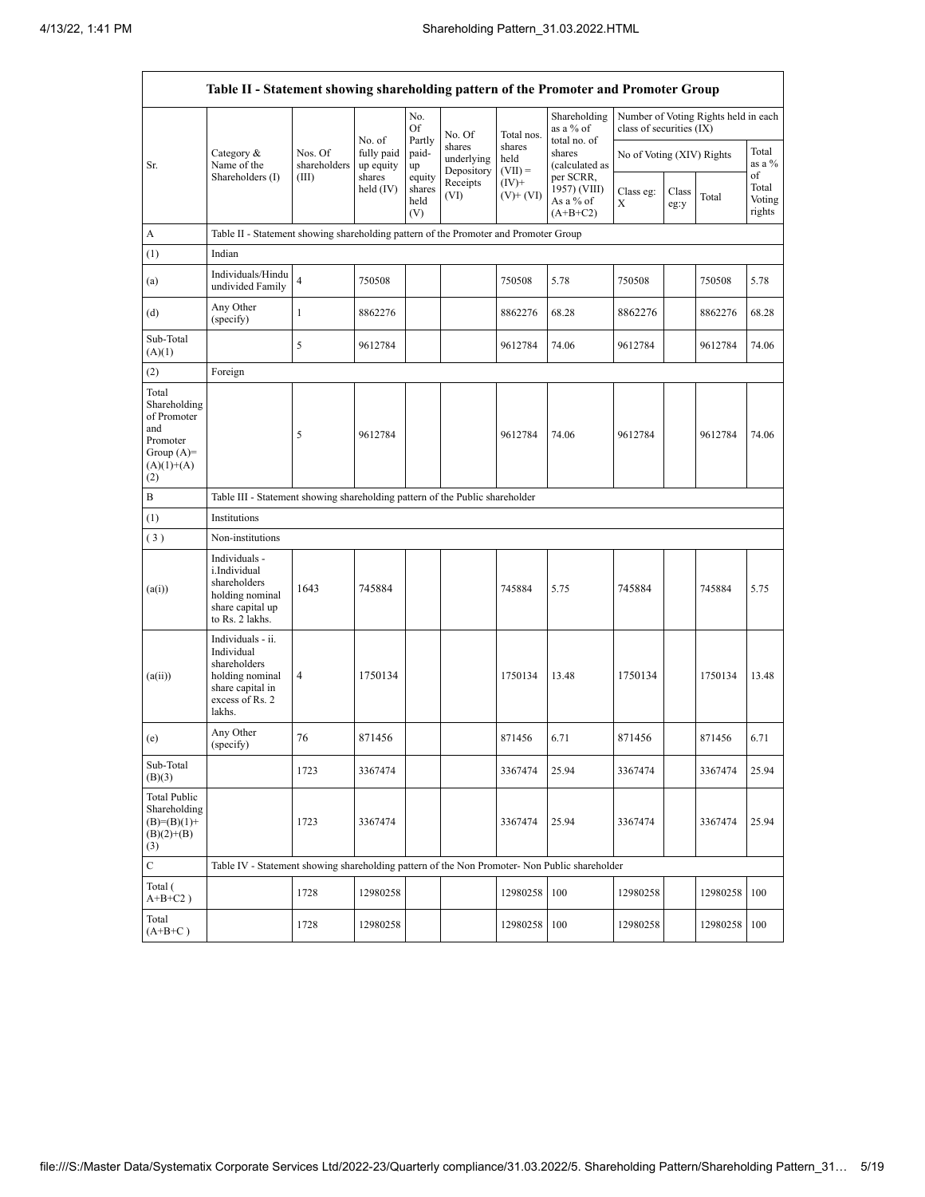| Table II - Statement showing shareholding pattern of the Promoter and Promoter Group | | | | | | | | | | | |
|---|---|---|---|---|---|---|---|---|---|---|---|
| Sr. | Category & Name of the Shareholders (I) | Nos. Of shareholders (III) | No. of fully paid up equity shares held (IV) | No. Of Partly paid-up equity shares held (V) | No. Of shares underlying Depository Receipts (VI) | Total nos. shares held (VII) = (IV)+ (V)+ (VI) | Shareholding as a % of total no. of shares (calculated as per SCRR, 1957) (VIII) As a % of (A+B+C2) | Number of Voting Rights held in each class of securities (IX) | | | |
| | | | | | | | | No of Voting (XIV) Rights | | | Total as a % of Total Voting rights |
| | | | | | | | | Class eg: X | Class eg:y | Total | |
| A | Table II - Statement showing shareholding pattern of the Promoter and Promoter Group | | | | | | | | | | |
| (1) | Indian | | | | | | | | | | |
| (a) | Individuals/Hindu undivided Family | 4 | 750508 | | | 750508 | 5.78 | 750508 | | 750508 | 5.78 |
| (d) | Any Other (specify) | 1 | 8862276 | | | 8862276 | 68.28 | 8862276 | | 8862276 | 68.28 |
| Sub-Total (A)(1) | | 5 | 9612784 | | | 9612784 | 74.06 | 9612784 | | 9612784 | 74.06 |
| (2) | Foreign | | | | | | | | | | |
| Total Shareholding of Promoter and Promoter Group (A)= (A)(1)+(A)(2) | | 5 | 9612784 | | | 9612784 | 74.06 | 9612784 | | 9612784 | 74.06 |
| B | Table III - Statement showing shareholding pattern of the Public shareholder | | | | | | | | | | |
| (1) | Institutions | | | | | | | | | | |
| (3) | Non-institutions | | | | | | | | | | |
| (a(i)) | Individuals - i.Individual shareholders holding nominal share capital up to Rs. 2 lakhs. | 1643 | 745884 | | | 745884 | 5.75 | 745884 | | 745884 | 5.75 |
| (a(ii)) | Individuals - ii. Individual shareholders holding nominal share capital in excess of Rs. 2 lakhs. | 4 | 1750134 | | | 1750134 | 13.48 | 1750134 | | 1750134 | 13.48 |
| (e) | Any Other (specify) | 76 | 871456 | | | 871456 | 6.71 | 871456 | | 871456 | 6.71 |
| Sub-Total (B)(3) | | 1723 | 3367474 | | | 3367474 | 25.94 | 3367474 | | 3367474 | 25.94 |
| Total Public Shareholding (B)=(B)(1)+(B)(2)+(B)(3) | | 1723 | 3367474 | | | 3367474 | 25.94 | 3367474 | | 3367474 | 25.94 |
| C | Table IV - Statement showing shareholding pattern of the Non Promoter- Non Public shareholder | | | | | | | | | | |
| Total ( A+B+C2 ) | | 1728 | 12980258 | | | 12980258 | 100 | 12980258 | | 12980258 | 100 |
| Total (A+B+C ) | | 1728 | 12980258 | | | 12980258 | 100 | 12980258 | | 12980258 | 100 |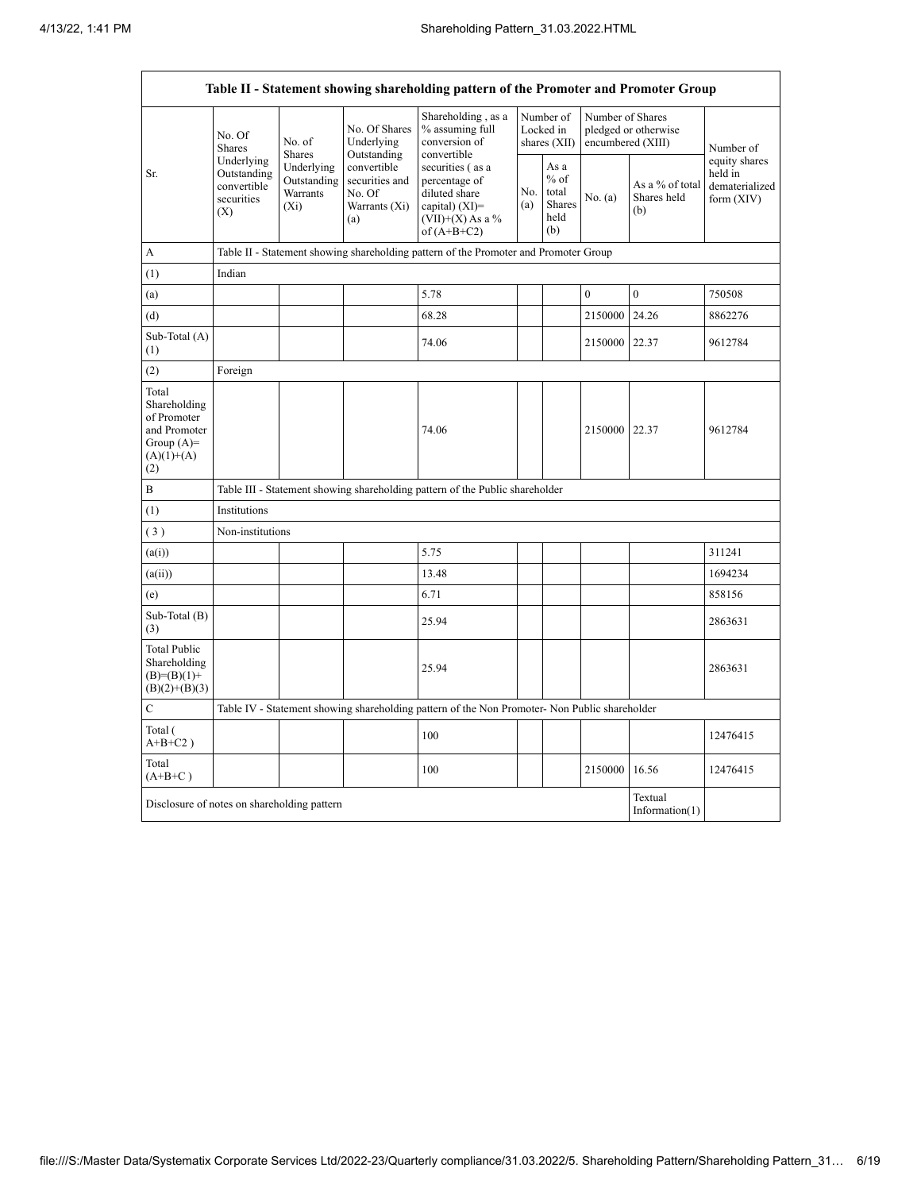| Table II - Statement showing shareholding pattern of the Promoter and Promoter Group | | | | | | | | | |
|---|---|---|---|---|---|---|---|---|---|
| Sr. | No. Of Shares Underlying Outstanding convertible securities (X) | No. of Shares Underlying Outstanding Warrants (Xi) | No. Of Shares Underlying Outstanding convertible securities and No. Of Warrants (Xi) (a) | Shareholding , as a % assuming full conversion of convertible securities ( as a percentage of diluted share capital) (XI)= (VII)+(X) As a % of (A+B+C2) | Number of Locked in shares (XII) | | Number of Shares pledged or otherwise encumbered (XIII) | | Number of equity shares held in dematerialized form (XIV) |
| | | | | | No. (a) | As a % of total Shares held (b) | No. (a) | As a % of total Shares held (b) | |
| A | Table II - Statement showing shareholding pattern of the Promoter and Promoter Group | | | | | | | | |
| (1) | Indian | | | | | | | | |
| (a) | | | | 5.78 | | | 0 | 0 | 750508 |
| (d) | | | | 68.28 | | | 2150000 | 24.26 | 8862276 |
| Sub-Total (A) (1) | | | | 74.06 | | | 2150000 | 22.37 | 9612784 |
| (2) | Foreign | | | | | | | | |
| Total Shareholding of Promoter and Promoter Group (A)= (A)(1)+(A)(2) | | | | 74.06 | | | 2150000 | 22.37 | 9612784 |
| B | Table III - Statement showing shareholding pattern of the Public shareholder | | | | | | | | |
| (1) | Institutions | | | | | | | | |
| ( 3 ) | Non-institutions | | | | | | | | |
| (a(i)) | | | | 5.75 | | | | | 311241 |
| (a(ii)) | | | | 13.48 | | | | | 1694234 |
| (e) | | | | 6.71 | | | | | 858156 |
| Sub-Total (B) (3) | | | | 25.94 | | | | | 2863631 |
| Total Public Shareholding (B)=(B)(1)+(B)(2)+(B)(3) | | | | 25.94 | | | | | 2863631 |
| C | Table IV - Statement showing shareholding pattern of the Non Promoter- Non Public shareholder | | | | | | | | |
| Total ( A+B+C2 ) | | | | 100 | | | | | 12476415 |
| Total (A+B+C ) | | | | 100 | | | 2150000 | 16.56 | 12476415 |
| Disclosure of notes on shareholding pattern | | | | | | | | Textual Information(1) | |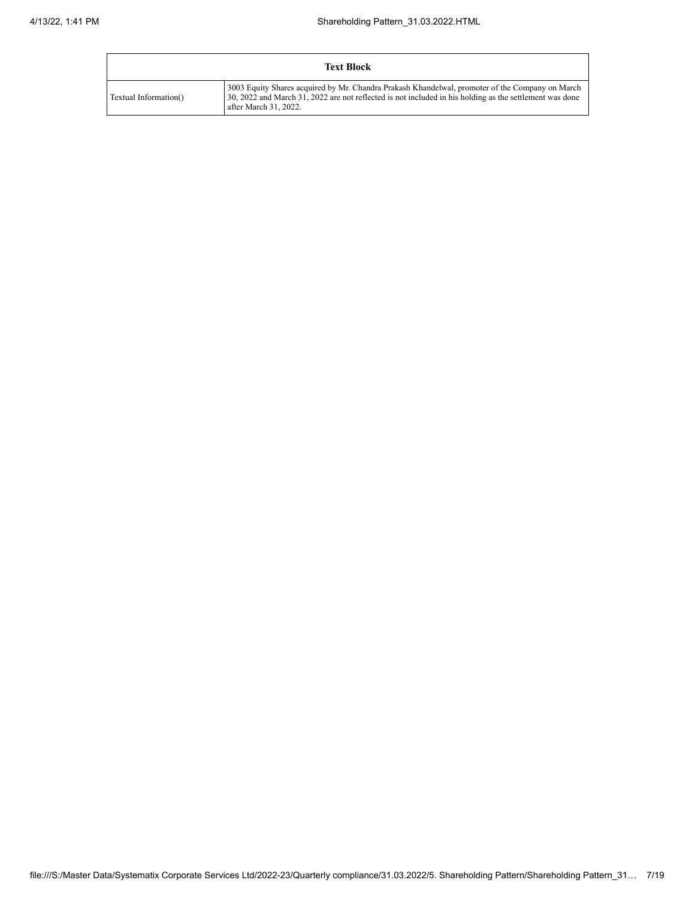| Text Block | |
|---|---|
| Textual Information() | 3003 Equity Shares acquired by Mr. Chandra Prakash Khandelwal, promoter of the Company on March 30, 2022 and March 31, 2022 are not reflected is not included in his holding as the settlement was done after March 31, 2022. |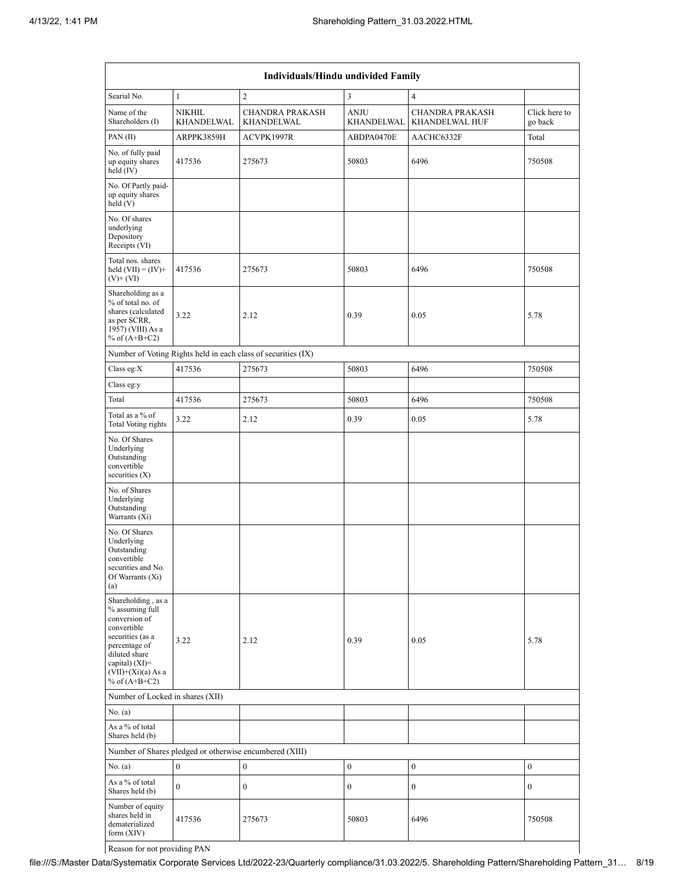| Individuals/Hindu undivided Family | | | | | |
|---|---|---|---|---|---|
| Searial No. | 1 | 2 | 3 | 4 | |
| Name of the Shareholders (I) | NIKHIL KHANDELWAL | CHANDRA PRAKASH KHANDELWAL | ANJU KHANDELWAL | CHANDRA PRAKASH KHANDELWAL HUF | Click here to go back |
| PAN (II) | ARPPK3859H | ACVPK1997R | ABDPA0470E | AACHC6332F | Total |
| No. of fully paid up equity shares held (IV) | 417536 | 275673 | 50803 | 6496 | 750508 |
| No. Of Partly paid-up equity shares held (V) | | | | | |
| No. Of shares underlying Depository Receipts (VI) | | | | | |
| Total nos. shares held (VII) = (IV)+ (V)+ (VI) | 417536 | 275673 | 50803 | 6496 | 750508 |
| Shareholding as a % of total no. of shares (calculated as per SCRR, 1957) (VIII) As a % of (A+B+C2) | 3.22 | 2.12 | 0.39 | 0.05 | 5.78 |
| Number of Voting Rights held in each class of securities (IX) | | | | | |
| Class eg:X | 417536 | 275673 | 50803 | 6496 | 750508 |
| Class eg:y | | | | | |
| Total | 417536 | 275673 | 50803 | 6496 | 750508 |
| Total as a % of Total Voting rights | 3.22 | 2.12 | 0.39 | 0.05 | 5.78 |
| No. Of Shares Underlying Outstanding convertible securities (X) | | | | | |
| No. of Shares Underlying Outstanding Warrants (Xi) | | | | | |
| No. Of Shares Underlying Outstanding convertible securities and No. Of Warrants (Xi) (a) | | | | | |
| Shareholding , as a % assuming full conversion of convertible securities (as a percentage of diluted share capital) (XI)= (VII)+(Xi)(a) As a % of (A+B+C2) | 3.22 | 2.12 | 0.39 | 0.05 | 5.78 |
| Number of Locked in shares (XII) | | | | | |
| No. (a) | | | | | |
| As a % of total Shares held (b) | | | | | |
| Number of Shares pledged or otherwise encumbered (XIII) | | | | | |
| No. (a) | 0 | 0 | 0 | 0 | 0 |
| As a % of total Shares held (b) | 0 | 0 | 0 | 0 | 0 |
| Number of equity shares held in dematerialized form (XIV) | 417536 | 275673 | 50803 | 6496 | 750508 |
| Reason for not providing PAN | | | | | |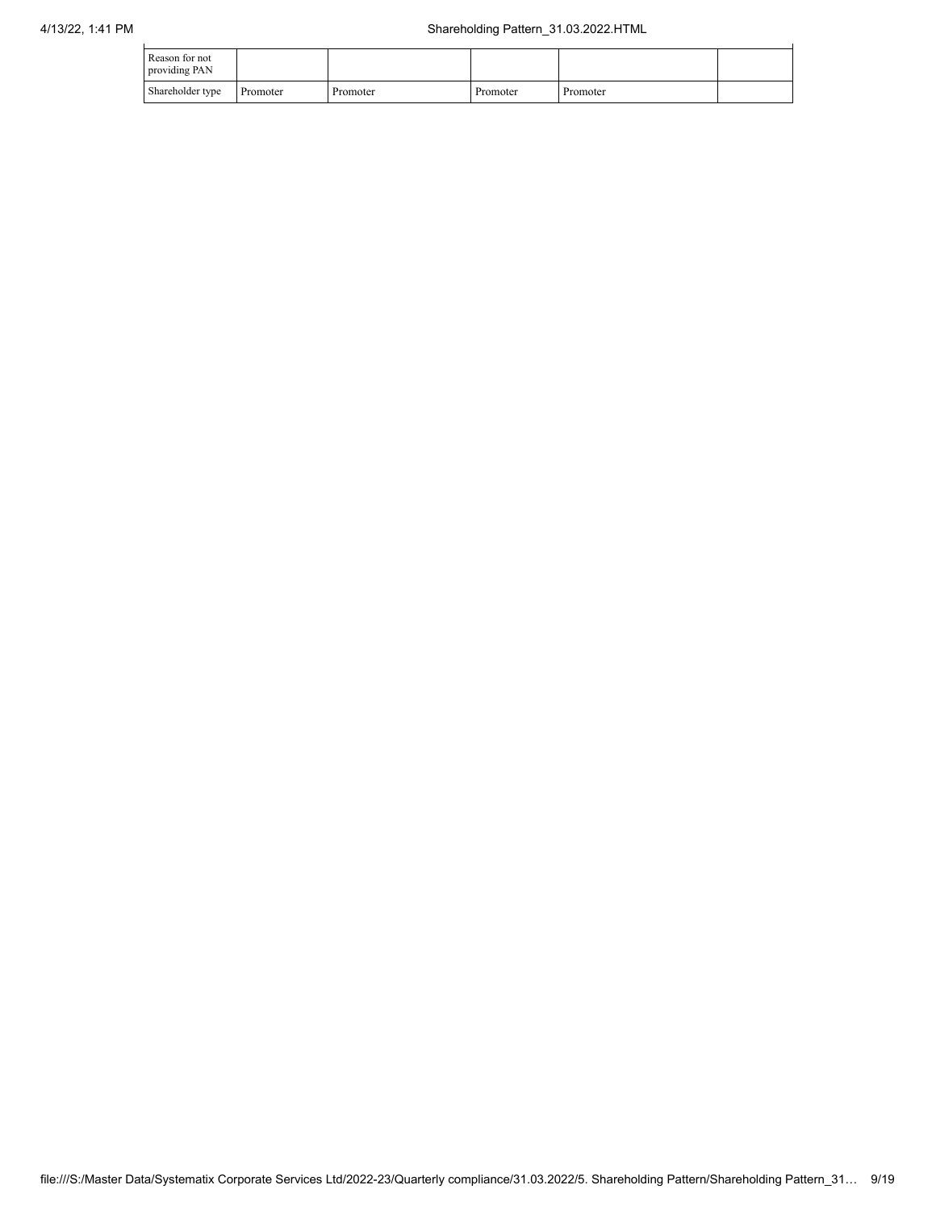| Reason for not providing PAN | | | | | |
| --- | --- | --- | --- | --- | --- |
| Shareholder type | Promoter | Promoter | Promoter | Promoter | |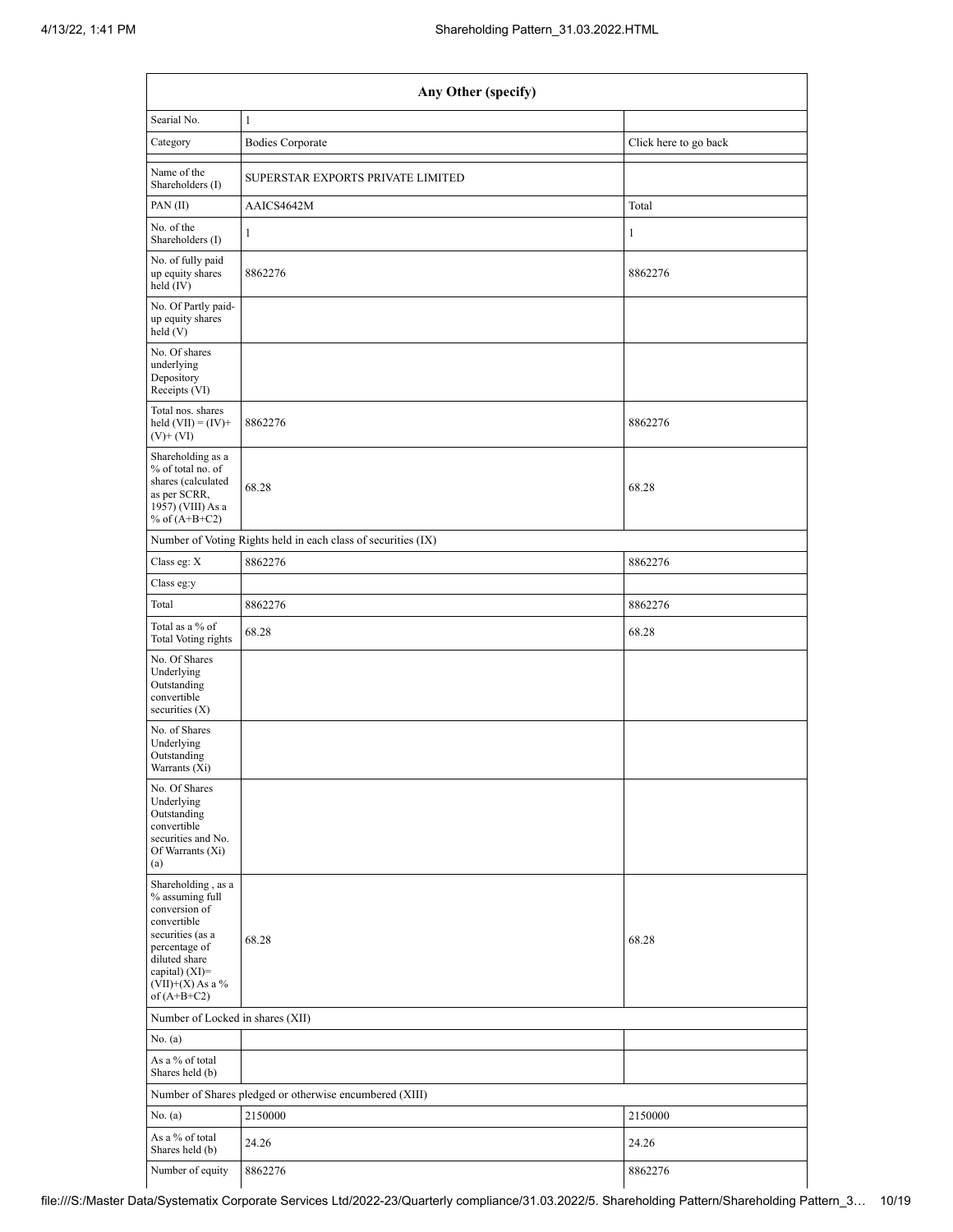| Any Other (specify) | | |
|---|---|---|
| Searial No. | 1 | |
| Category | Bodies Corporate | Click here to go back |
| Name of the Shareholders (I) | SUPERSTAR EXPORTS PRIVATE LIMITED | |
| PAN (II) | AAICS4642M | Total |
| No. of the Shareholders (I) | 1 | 1 |
| No. of fully paid up equity shares held (IV) | 8862276 | 8862276 |
| No. Of Partly paid-up equity shares held (V) | | |
| No. Of shares underlying Depository Receipts (VI) | | |
| Total nos. shares held (VII) = (IV)+(V)+ (VI) | 8862276 | 8862276 |
| Shareholding as a % of total no. of shares (calculated as per SCRR, 1957) (VIII) As a % of (A+B+C2) | 68.28 | 68.28 |
| Number of Voting Rights held in each class of securities (IX) | | |
| Class eg: X | 8862276 | 8862276 |
| Class eg:y | | |
| Total | 8862276 | 8862276 |
| Total as a % of Total Voting rights | 68.28 | 68.28 |
| No. Of Shares Underlying Outstanding convertible securities (X) | | |
| No. of Shares Underlying Outstanding Warrants (Xi) | | |
| No. Of Shares Underlying Outstanding convertible securities and No. Of Warrants (Xi) (a) | | |
| Shareholding , as a % assuming full conversion of convertible securities (as a percentage of diluted share capital) (XI)= (VII)+(X) As a % of (A+B+C2) | 68.28 | 68.28 |
| Number of Locked in shares (XII) | | |
| No. (a) | | |
| As a % of total Shares held (b) | | |
| Number of Shares pledged or otherwise encumbered (XIII) | | |
| No. (a) | 2150000 | 2150000 |
| As a % of total Shares held (b) | 24.26 | 24.26 |
| Number of equity | 8862276 | 8862276 |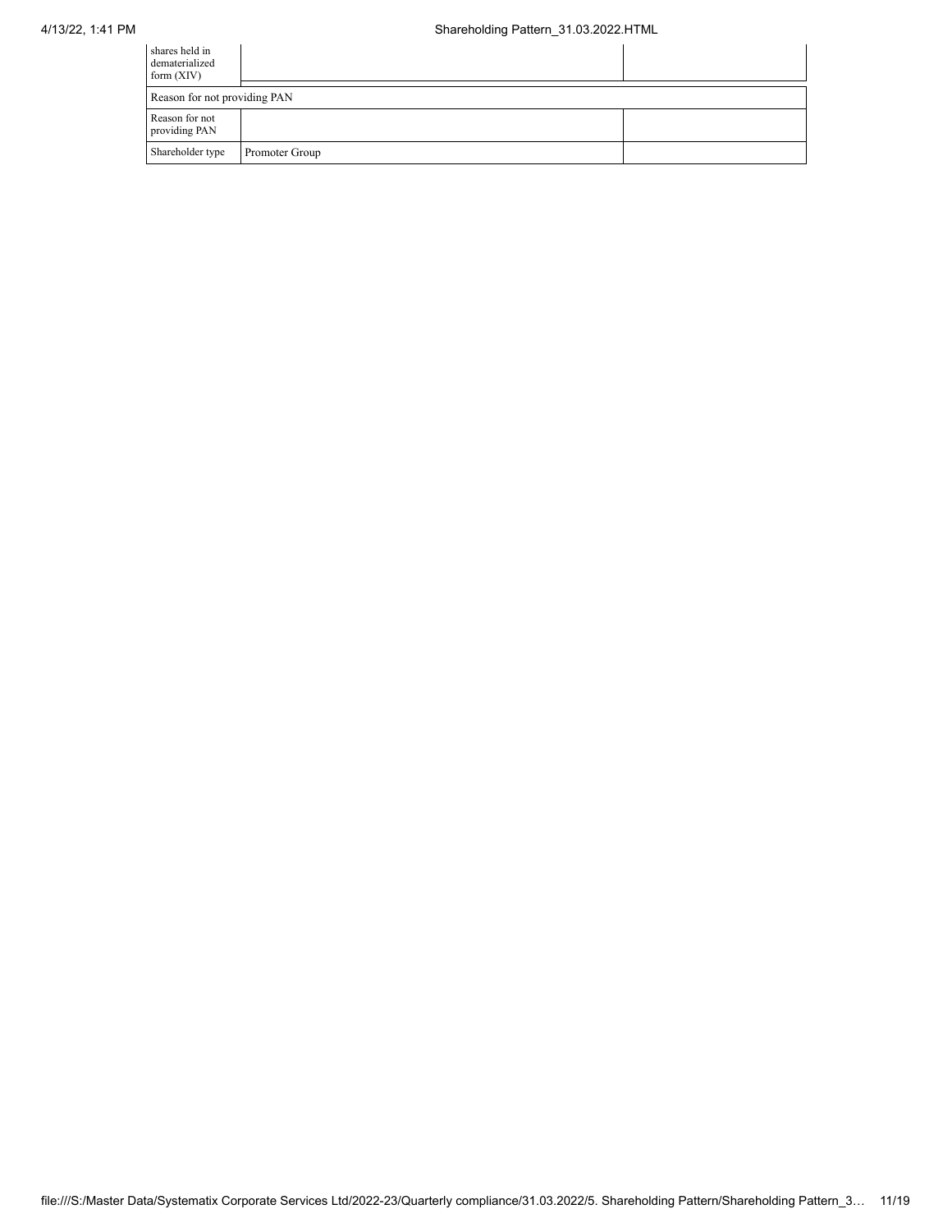| | | |
|---|---|---|
| shares held in dematerialized form (XIV) | | |
| Reason for not providing PAN | | |
| Reason for not providing PAN | | |
| Shareholder type | Promoter Group | |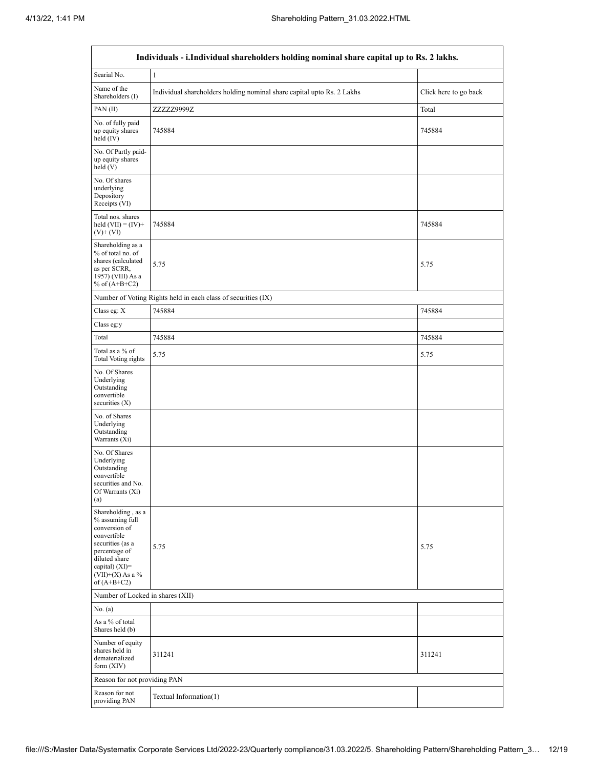| Individuals - i.Individual shareholders holding nominal share capital up to Rs. 2 lakhs. | | |
|---|---|---|
| Searial No. | 1 | |
| Name of the Shareholders (I) | Individual shareholders holding nominal share capital upto Rs. 2 Lakhs | Click here to go back |
| PAN (II) | ZZZZZ9999Z | Total |
| No. of fully paid up equity shares held (IV) | 745884 | 745884 |
| No. Of Partly paid-up equity shares held (V) | | |
| No. Of shares underlying Depository Receipts (VI) | | |
| Total nos. shares held (VII) = (IV)+(V)+ (VI) | 745884 | 745884 |
| Shareholding as a % of total no. of shares (calculated as per SCRR, 1957) (VIII) As a % of (A+B+C2) | 5.75 | 5.75 |
| Number of Voting Rights held in each class of securities (IX) | | |
| Class eg: X | 745884 | 745884 |
| Class eg:y | | |
| Total | 745884 | 745884 |
| Total as a % of Total Voting rights | 5.75 | 5.75 |
| No. Of Shares Underlying Outstanding convertible securities (X) | | |
| No. of Shares Underlying Outstanding Warrants (Xi) | | |
| No. Of Shares Underlying Outstanding convertible securities and No. Of Warrants (Xi) (a) | | |
| Shareholding , as a % assuming full conversion of convertible securities (as a percentage of diluted share capital) (XI)= (VII)+(X) As a % of (A+B+C2) | 5.75 | 5.75 |
| Number of Locked in shares (XII) | | |
| No. (a) | | |
| As a % of total Shares held (b) | | |
| Number of equity shares held in dematerialized form (XIV) | 311241 | 311241 |
| Reason for not providing PAN | | |
| Reason for not providing PAN | Textual Information(1) | |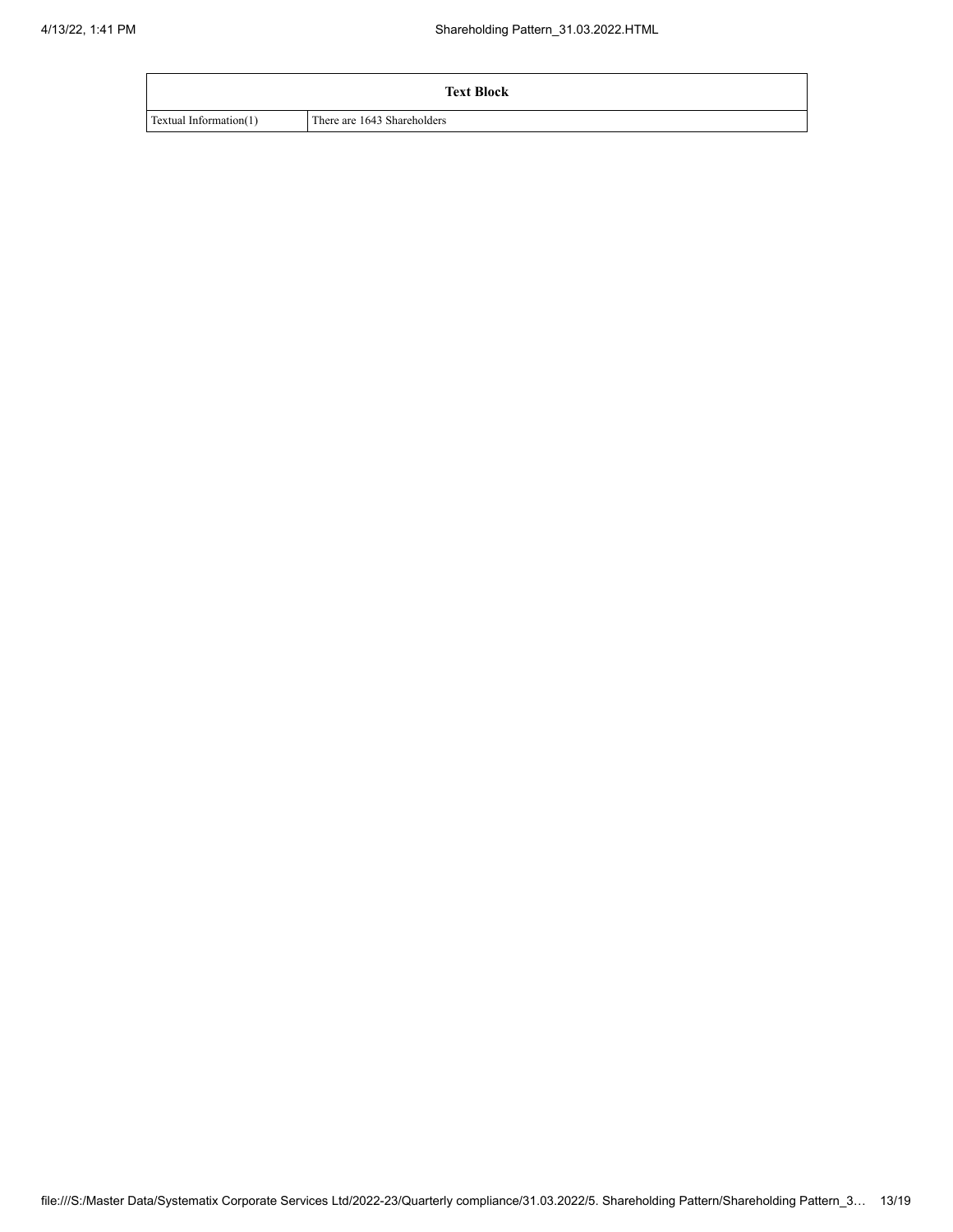| Text Block | |
|---|---|
| Textual Information(1) | There are 1643 Shareholders |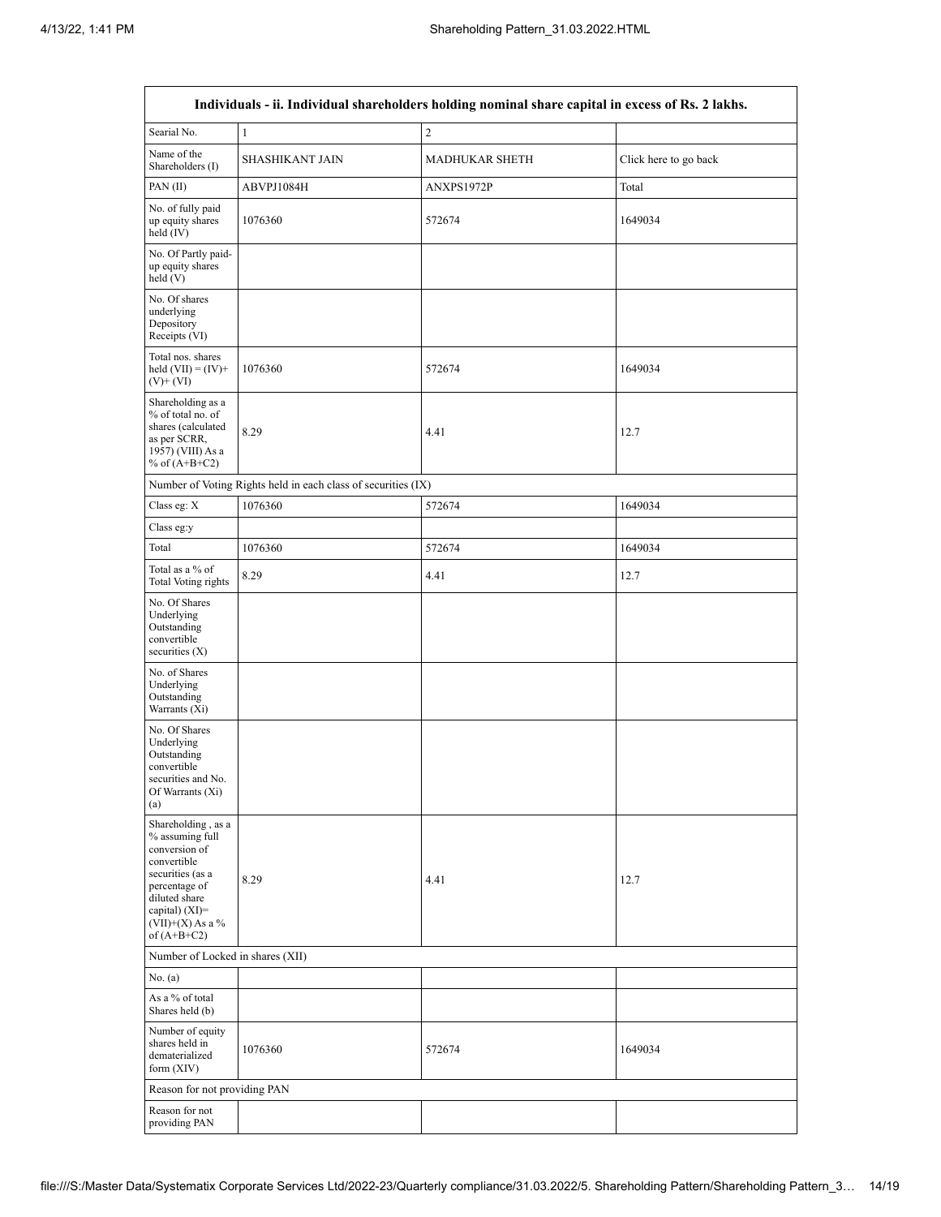| Individuals - ii. Individual shareholders holding nominal share capital in excess of Rs. 2 lakhs. | | | |
|---|---|---|---|
| Searial No. | 1 | 2 | |
| Name of the Shareholders (I) | SHASHIKANT JAIN | MADHUKAR SHETH | Click here to go back |
| PAN (II) | ABVPJ1084H | ANXPS1972P | Total |
| No. of fully paid up equity shares held (IV) | 1076360 | 572674 | 1649034 |
| No. Of Partly paid-up equity shares held (V) | | | |
| No. Of shares underlying Depository Receipts (VI) | | | |
| Total nos. shares held (VII) = (IV)+ (V)+ (VI) | 1076360 | 572674 | 1649034 |
| Shareholding as a % of total no. of shares (calculated as per SCRR, 1957) (VIII) As a % of (A+B+C2) | 8.29 | 4.41 | 12.7 |
| Number of Voting Rights held in each class of securities (IX) | | | |
| Class eg: X | 1076360 | 572674 | 1649034 |
| Class eg:y | | | |
| Total | 1076360 | 572674 | 1649034 |
| Total as a % of Total Voting rights | 8.29 | 4.41 | 12.7 |
| No. Of Shares Underlying Outstanding convertible securities (X) | | | |
| No. of Shares Underlying Outstanding Warrants (Xi) | | | |
| No. Of Shares Underlying Outstanding convertible securities and No. Of Warrants (Xi) (a) | | | |
| Shareholding , as a % assuming full conversion of convertible securities (as a percentage of diluted share capital) (XI)= (VII)+(X) As a % of (A+B+C2) | 8.29 | 4.41 | 12.7 |
| Number of Locked in shares (XII) | | | |
| No. (a) | | | |
| As a % of total Shares held (b) | | | |
| Number of equity shares held in dematerialized form (XIV) | 1076360 | 572674 | 1649034 |
| Reason for not providing PAN | | | |
| Reason for not providing PAN | | | |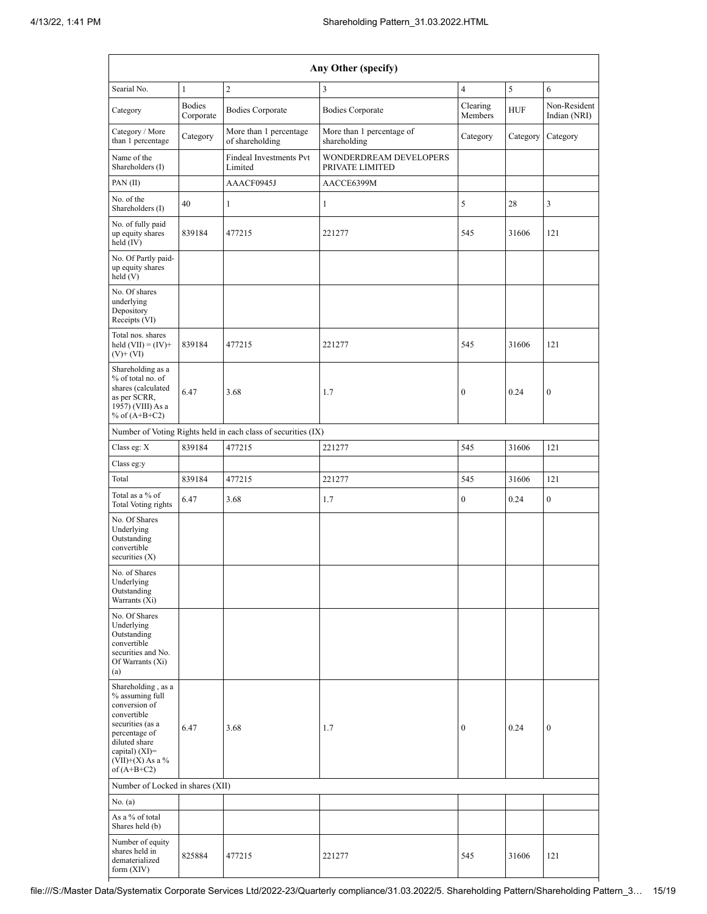| Any Other (specify) | | | | | | |
|---|---|---|---|---|---|---|
| Searial No. | 1 | 2 | 3 | 4 | 5 | 6 |
| Category | Bodies Corporate | Bodies Corporate | Bodies Corporate | Clearing Members | HUF | Non-Resident Indian (NRI) |
| Category / More than 1 percentage | Category | More than 1 percentage of shareholding | More than 1 percentage of shareholding | Category | Category | Category |
| Name of the Shareholders (I) | | Findeal Investments Pvt Limited | WONDERDREAM DEVELOPERS PRIVATE LIMITED | | | |
| PAN (II) | | AAACF0945J | AACCE6399M | | | |
| No. of the Shareholders (I) | 40 | 1 | 1 | 5 | 28 | 3 |
| No. of fully paid up equity shares held (IV) | 839184 | 477215 | 221277 | 545 | 31606 | 121 |
| No. Of Partly paid-up equity shares held (V) | | | | | | |
| No. Of shares underlying Depository Receipts (VI) | | | | | | |
| Total nos. shares held (VII) = (IV)+(V)+ (VI) | 839184 | 477215 | 221277 | 545 | 31606 | 121 |
| Shareholding as a % of total no. of shares (calculated as per SCRR, 1957) (VIII) As a % of (A+B+C2) | 6.47 | 3.68 | 1.7 | 0 | 0.24 | 0 |
| Number of Voting Rights held in each class of securities (IX) | | | | | | |
| Class eg: X | 839184 | 477215 | 221277 | 545 | 31606 | 121 |
| Class eg:y | | | | | | |
| Total | 839184 | 477215 | 221277 | 545 | 31606 | 121 |
| Total as a % of Total Voting rights | 6.47 | 3.68 | 1.7 | 0 | 0.24 | 0 |
| No. Of Shares Underlying Outstanding convertible securities (X) | | | | | | |
| No. of Shares Underlying Outstanding Warrants (Xi) | | | | | | |
| No. Of Shares Underlying Outstanding convertible securities and No. Of Warrants (Xi) (a) | | | | | | |
| Shareholding , as a % assuming full conversion of convertible securities (as a percentage of diluted share capital) (XI)= (VII)+(X) As a % of (A+B+C2) | 6.47 | 3.68 | 1.7 | 0 | 0.24 | 0 |
| Number of Locked in shares (XII) | | | | | | |
| No. (a) | | | | | | |
| As a % of total Shares held (b) | | | | | | |
| Number of equity shares held in dematerialized form (XIV) | 825884 | 477215 | 221277 | 545 | 31606 | 121 |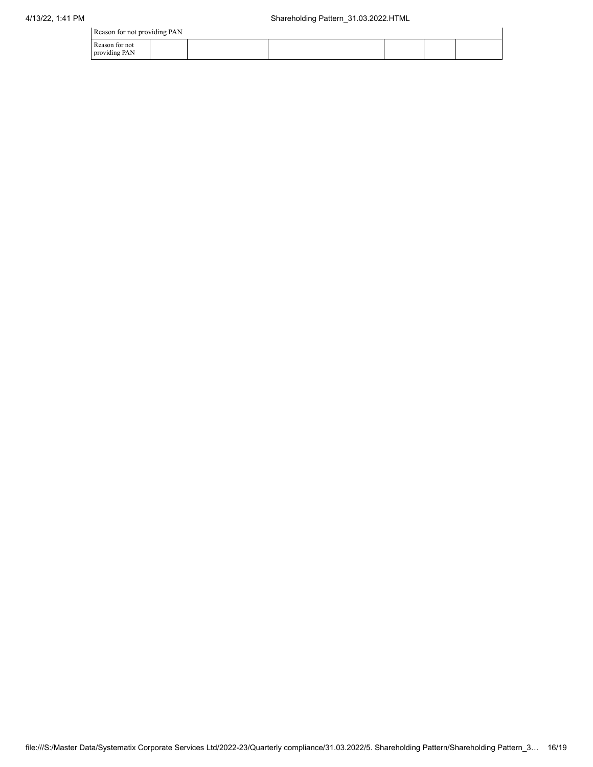| Reason for not providing PAN | | | | | | |
|---|---|---|---|---|---|---|
| Reason for not providing PAN | | | | | | |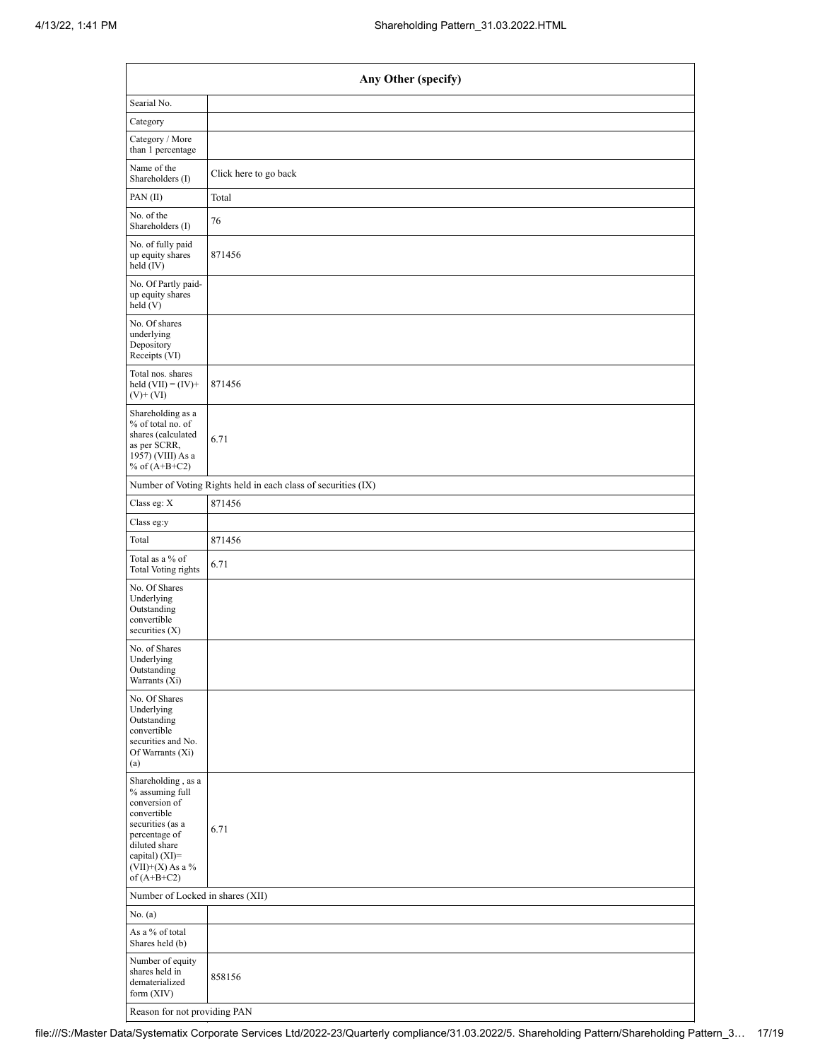| Any Other (specify) | |
|---|---|
| Searial No. | |
| Category | |
| Category / More than 1 percentage | |
| Name of the Shareholders (I) | Click here to go back |
| PAN (II) | Total |
| No. of the Shareholders (I) | 76 |
| No. of fully paid up equity shares held (IV) | 871456 |
| No. Of Partly paid-up equity shares held (V) | |
| No. Of shares underlying Depository Receipts (VI) | |
| Total nos. shares held (VII) = (IV)+ (V)+ (VI) | 871456 |
| Shareholding as a % of total no. of shares (calculated as per SCRR, 1957) (VIII) As a % of (A+B+C2) | 6.71 |
| Number of Voting Rights held in each class of securities (IX) | |
| Class eg: X | 871456 |
| Class eg:y | |
| Total | 871456 |
| Total as a % of Total Voting rights | 6.71 |
| No. Of Shares Underlying Outstanding convertible securities (X) | |
| No. of Shares Underlying Outstanding Warrants (Xi) | |
| No. Of Shares Underlying Outstanding convertible securities and No. Of Warrants (Xi) (a) | |
| Shareholding , as a % assuming full conversion of convertible securities (as a percentage of diluted share capital) (XI)= (VII)+(X) As a % of (A+B+C2) | 6.71 |
| Number of Locked in shares (XII) | |
| No. (a) | |
| As a % of total Shares held (b) | |
| Number of equity shares held in dematerialized form (XIV) | 858156 |
| Reason for not providing PAN | |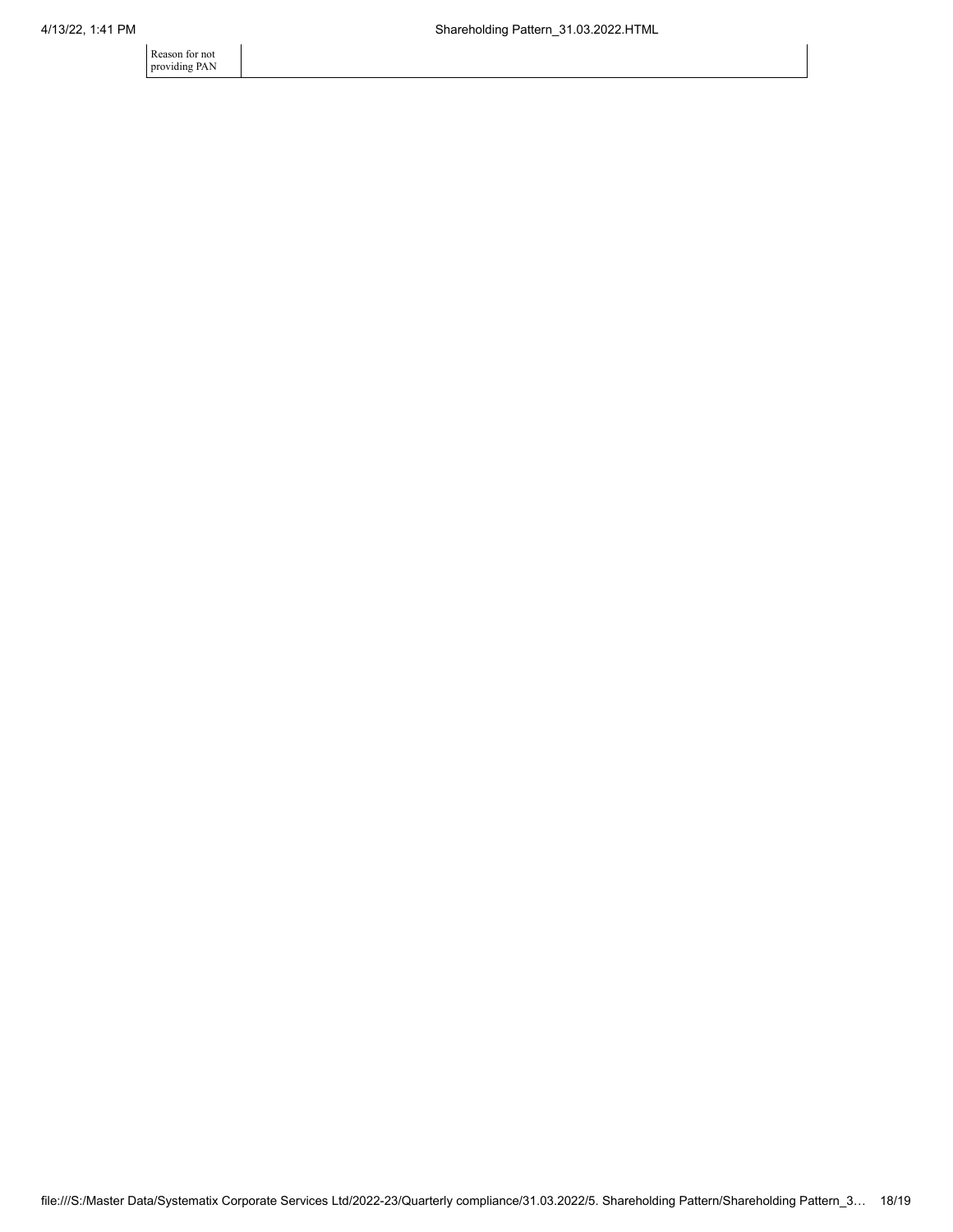| Reason for not providing PAN | |
|---|---|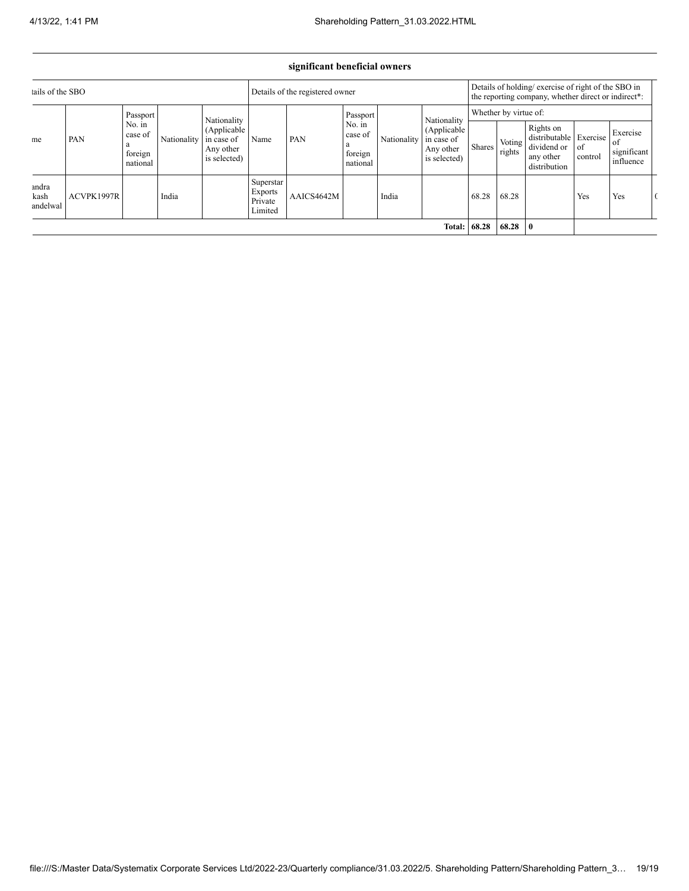**significant beneficial owners**

| tails of the SBO | | | | | Details of the registered owner | | | | | Details of holding/ exercise of right of the SBO in the reporting company, whether direct or indirect*: | | | | | |
|---|---|---|---|---|---|---|---|---|---|---|---|---|---|---|---|
| | | | | | | | | | | Whether by virtue of: | | | | | |
| me | PAN | Passport No. in case of a foreign national | Nationality | Nationality (Applicable in case of Any other is selected) | Name | PAN | Passport No. in case of a foreign national | Nationality | Nationality (Applicable in case of Any other is selected) | Shares | Voting rights | Rights on distributable dividend or any other distribution | Exercise of control | Exercise of significant influence | |
| andra kash andelwal | ACVPK1997R | | India | | Superstar Exports Private Limited | AAICS4642M | | India | | 68.28 | 68.28 | | Yes | Yes | ( |
| | | | | | | | | | **Total:** | **68.28** | **68.28** | **0** | | | |